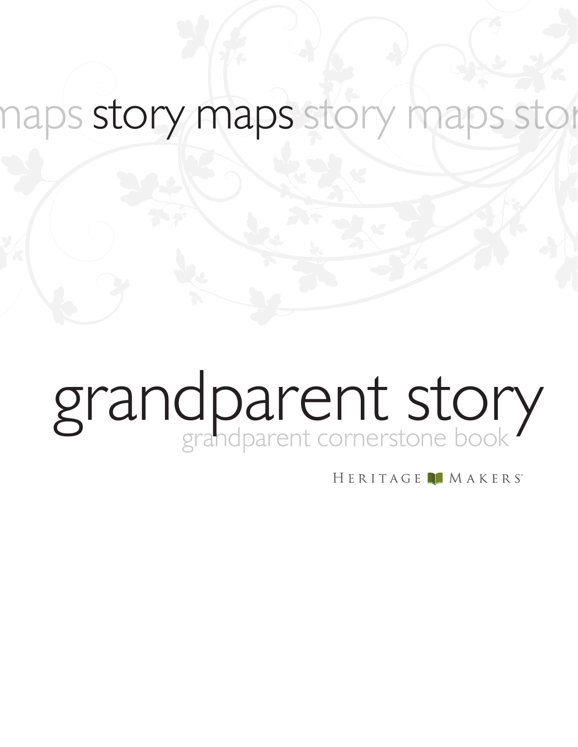maps **story maps** story maps stor

# grandparent story

## grandparent cornerstone book

HERITAGE MAKERS™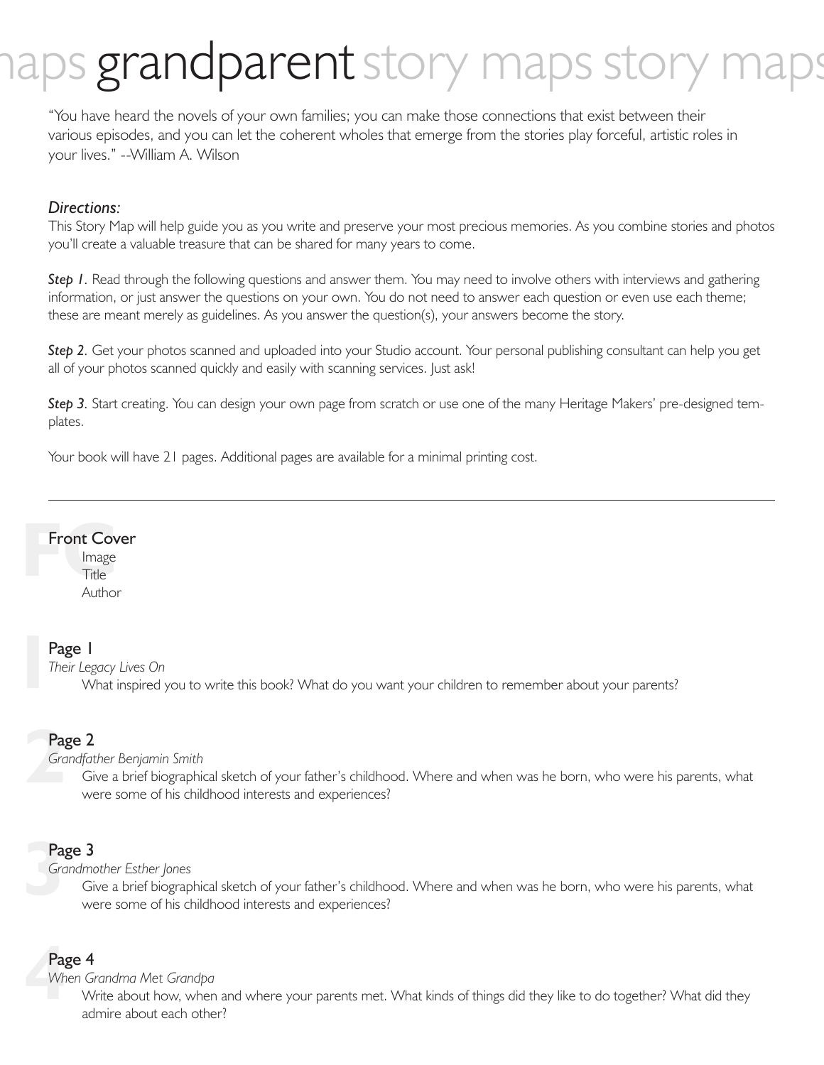# maps grandparent story maps story maps

"You have heard the novels of your own families; you can make those connections that exist between their various episodes, and you can let the coherent wholes that emerge from the stories play forceful, artistic roles in your lives." --William A. Wilson

*Directions:*

This Story Map will help guide you as you write and preserve your most precious memories. As you combine stories and photos you'll create a valuable treasure that can be shared for many years to come.

***Step 1.*** Read through the following questions and answer them. You may need to involve others with interviews and gathering information, or just answer the questions on your own. You do not need to answer each question or even use each theme; these are meant merely as guidelines. As you answer the question(s), your answers become the story.

***Step 2.*** Get your photos scanned and uploaded into your Studio account. Your personal publishing consultant can help you get all of your photos scanned quickly and easily with scanning services. Just ask!

***Step 3.*** Start creating. You can design your own page from scratch or use one of the many Heritage Makers' pre-designed templates.

Your book will have 21 pages. Additional pages are available for a minimal printing cost.

---

## Front Cover

Image
Title
Author

## Page 1

*Their Legacy Lives On*

What inspired you to write this book? What do you want your children to remember about your parents?

## Page 2

*Grandfather Benjamin Smith*

Give a brief biographical sketch of your father's childhood. Where and when was he born, who were his parents, what were some of his childhood interests and experiences?

## Page 3

*Grandmother Esther Jones*

Give a brief biographical sketch of your father's childhood. Where and when was he born, who were his parents, what were some of his childhood interests and experiences?

## Page 4

*When Grandma Met Grandpa*

Write about how, when and where your parents met. What kinds of things did they like to do together? What did they admire about each other?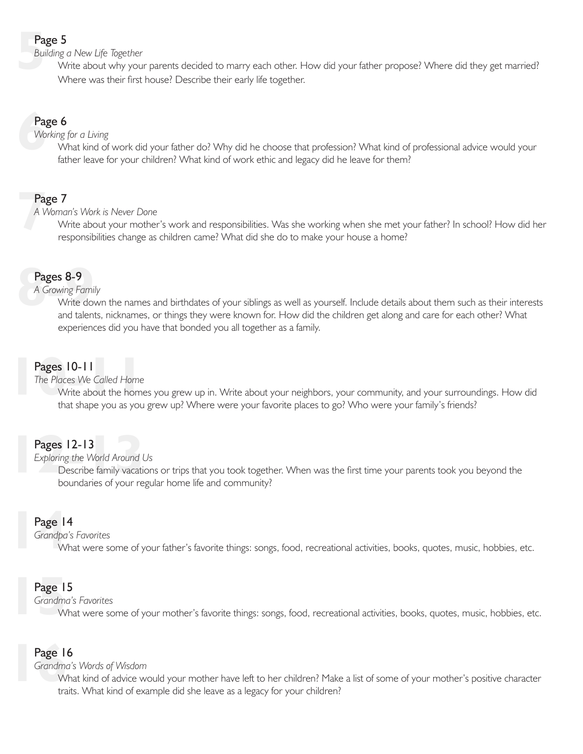## Page 5

*Building a New Life Together*

Write about why your parents decided to marry each other. How did your father propose? Where did they get married? Where was their first house? Describe their early life together.

## Page 6

*Working for a Living*

What kind of work did your father do? Why did he choose that profession? What kind of professional advice would your father leave for your children? What kind of work ethic and legacy did he leave for them?

## Page 7

*A Woman's Work is Never Done*

Write about your mother's work and responsibilities. Was she working when she met your father? In school? How did her responsibilities change as children came? What did she do to make your house a home?

## Pages 8-9

*A Growing Family*

Write down the names and birthdates of your siblings as well as yourself. Include details about them such as their interests and talents, nicknames, or things they were known for. How did the children get along and care for each other? What experiences did you have that bonded you all together as a family.

## Pages 10-11

*The Places We Called Home*

Write about the homes you grew up in. Write about your neighbors, your community, and your surroundings. How did that shape you as you grew up? Where were your favorite places to go? Who were your family's friends?

## Pages 12-13

*Exploring the World Around Us*

Describe family vacations or trips that you took together. When was the first time your parents took you beyond the boundaries of your regular home life and community?

## Page 14

*Grandpa's Favorites*

What were some of your father's favorite things: songs, food, recreational activities, books, quotes, music, hobbies, etc.

## Page 15

*Grandma's Favorites*

What were some of your mother's favorite things: songs, food, recreational activities, books, quotes, music, hobbies, etc.

## Page 16

*Grandma's Words of Wisdom*

What kind of advice would your mother have left to her children? Make a list of some of your mother's positive character traits. What kind of example did she leave as a legacy for your children?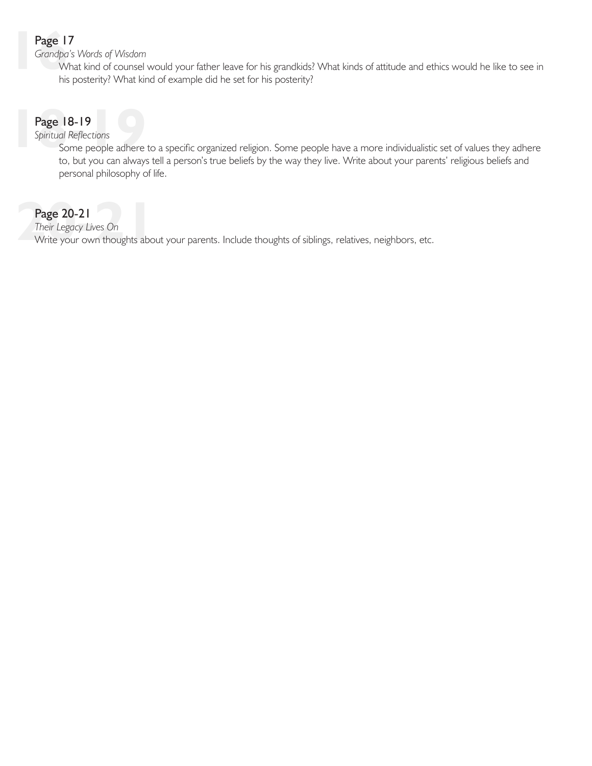## Page 17

*Grandpa's Words of Wisdom*

What kind of counsel would your father leave for his grandkids? What kinds of attitude and ethics would he like to see in his posterity? What kind of example did he set for his posterity?

## Page 18-19

*Spiritual Reflections*

Some people adhere to a specific organized religion. Some people have a more individualistic set of values they adhere to, but you can always tell a person's true beliefs by the way they live. Write about your parents' religious beliefs and personal philosophy of life.

## Page 20-21

*Their Legacy Lives On*

Write your own thoughts about your parents. Include thoughts of siblings, relatives, neighbors, etc.